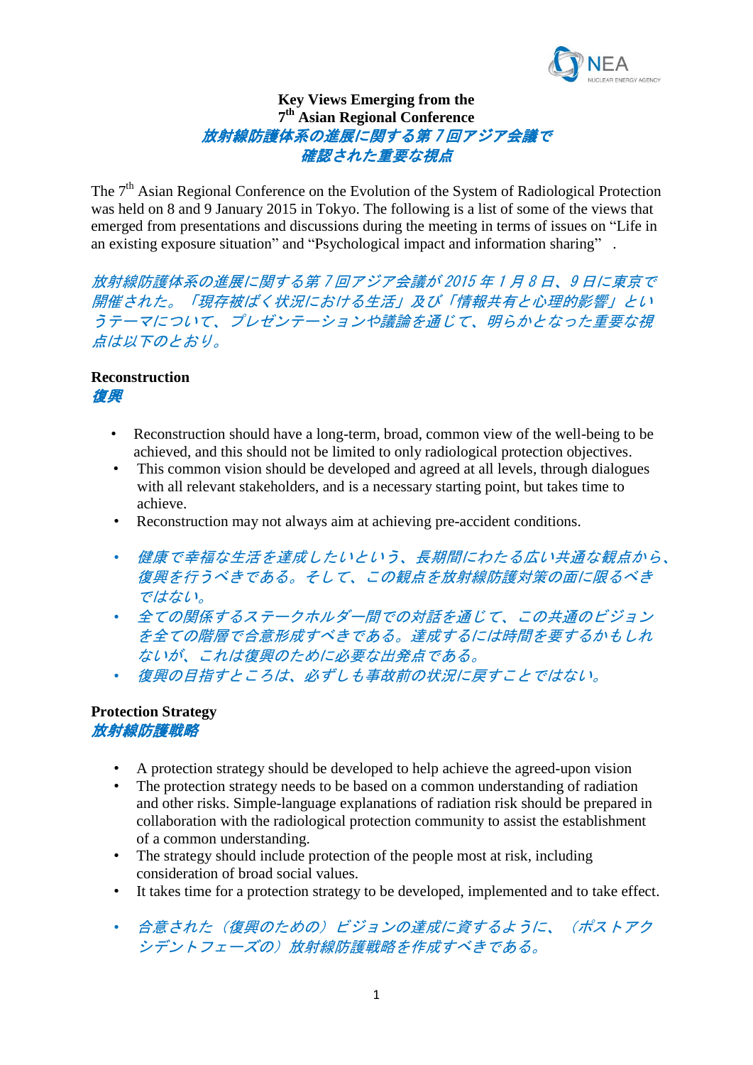# Key Views Emerging from the 7th Asian Regional Conference

# *放射線防護体系の進展に関する第７回アジア会議で確認された重要な視点*

The 7th Asian Regional Conference on the Evolution of the System of Radiological Protection was held on 8 and 9 January 2015 in Tokyo. The following is a list of some of the views that emerged from presentations and discussions during the meeting in terms of issues on "Life in an existing exposure situation" and "Psychological impact and information sharing" .

*放射線防護体系の進展に関する第７回アジア会議が 2015 年１月８日、９日に東京で開催された。「現存被ばく状況における生活」及び「情報共有と心理的影響」というテーマについて、プレゼンテーションや議論を通じて、明らかとなった重要な視点は以下のとおり。*

## Reconstruction
## *復興*

- Reconstruction should have a long-term, broad, common view of the well-being to be achieved, and this should not be limited to only radiological protection objectives.
- This common vision should be developed and agreed at all levels, through dialogues with all relevant stakeholders, and is a necessary starting point, but takes time to achieve.
- Reconstruction may not always aim at achieving pre-accident conditions.

- *健康で幸福な生活を達成したいという、長期間にわたる広い共通な観点から、復興を行うべきである。そして、この観点を放射線防護対策の面に限るべきではない。*
- *全ての関係するステークホルダー間での対話を通じて、この共通のビジョンを全ての階層で合意形成すべきである。達成するには時間を要するかもしれないが、これは復興のために必要な出発点である。*
- *復興の目指すところは、必ずしも事故前の状況に戻すことではない。*

## Protection Strategy
## *放射線防護戦略*

- A protection strategy should be developed to help achieve the agreed-upon vision
- The protection strategy needs to be based on a common understanding of radiation and other risks. Simple-language explanations of radiation risk should be prepared in collaboration with the radiological protection community to assist the establishment of a common understanding.
- The strategy should include protection of the people most at risk, including consideration of broad social values.
- It takes time for a protection strategy to be developed, implemented and to take effect.

- *合意された（復興のための）ビジョンの達成に資するように、（ポストアクシデントフェーズの）放射線防護戦略を作成すべきである。*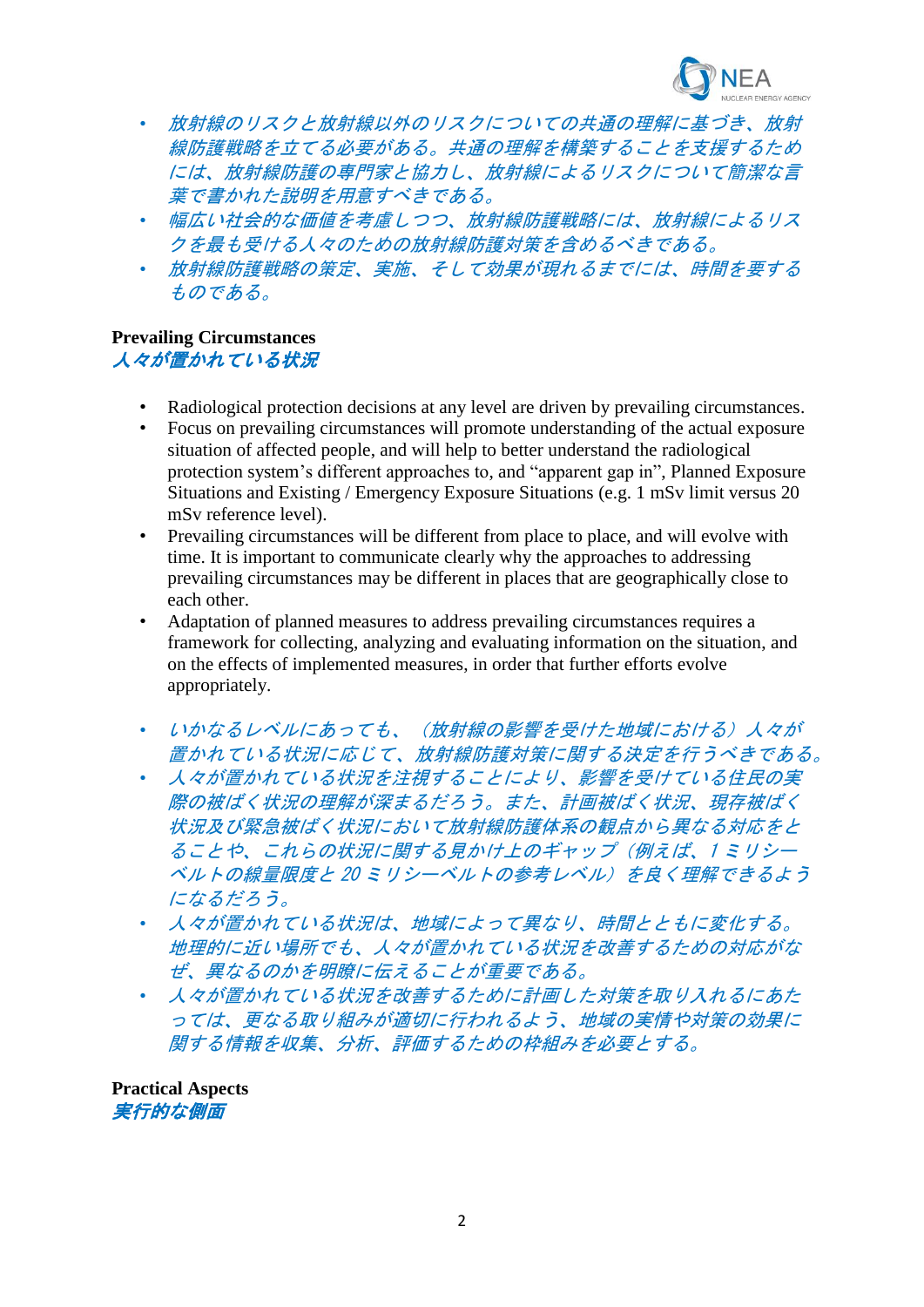- *放射線のリスクと放射線以外のリスクについての共通の理解に基づき、放射線防護戦略を立てる必要がある。共通の理解を構築することを支援するためには、放射線防護の専門家と協力し、放射線によるリスクについて簡潔な言葉で書かれた説明を用意すべきである。*
- *幅広い社会的な価値を考慮しつつ、放射線防護戦略には、放射線によるリスクを最も受ける人々のための放射線防護対策を含めるべきである。*
- *放射線防護戦略の策定、実施、そして効果が現れるまでには、時間を要するものである。*

**Prevailing Circumstances**
***人々が置かれている状況***

- Radiological protection decisions at any level are driven by prevailing circumstances.
- Focus on prevailing circumstances will promote understanding of the actual exposure situation of affected people, and will help to better understand the radiological protection system's different approaches to, and "apparent gap in", Planned Exposure Situations and Existing / Emergency Exposure Situations (e.g. 1 mSv limit versus 20 mSv reference level).
- Prevailing circumstances will be different from place to place, and will evolve with time. It is important to communicate clearly why the approaches to addressing prevailing circumstances may be different in places that are geographically close to each other.
- Adaptation of planned measures to address prevailing circumstances requires a framework for collecting, analyzing and evaluating information on the situation, and on the effects of implemented measures, in order that further efforts evolve appropriately.

- *いかなるレベルにあっても、（放射線の影響を受けた地域における）人々が置かれている状況に応じて、放射線防護対策に関する決定を行うべきである。*
- *人々が置かれている状況を注視することにより、影響を受けている住民の実際の被ばく状況の理解が深まるだろう。また、計画被ばく状況、現存被ばく状況及び緊急被ばく状況において放射線防護体系の観点から異なる対応をとることや、これらの状況に関する見かけ上のギャップ（例えば、1ミリシーベルトの線量限度と20ミリシーベルトの参考レベル）を良く理解できるようになるだろう。*
- *人々が置かれている状況は、地域によって異なり、時間とともに変化する。地理的に近い場所でも、人々が置かれている状況を改善するための対応がなぜ、異なるのかを明瞭に伝えることが重要である。*
- *人々が置かれている状況を改善するために計画した対策を取り入れるにあたっては、更なる取り組みが適切に行われるよう、地域の実情や対策の効果に関する情報を収集、分析、評価するための枠組みを必要とする。*

**Practical Aspects**
***実行的な側面***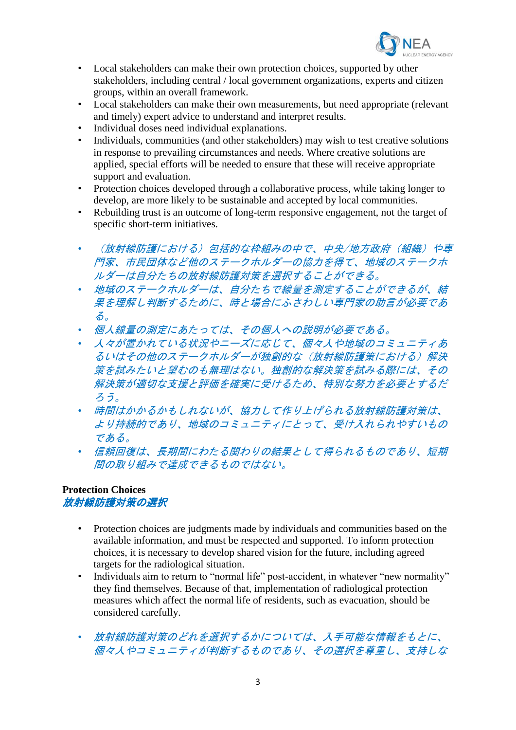- Local stakeholders can make their own protection choices, supported by other stakeholders, including central / local government organizations, experts and citizen groups, within an overall framework.
- Local stakeholders can make their own measurements, but need appropriate (relevant and timely) expert advice to understand and interpret results.
- Individual doses need individual explanations.
- Individuals, communities (and other stakeholders) may wish to test creative solutions in response to prevailing circumstances and needs. Where creative solutions are applied, special efforts will be needed to ensure that these will receive appropriate support and evaluation.
- Protection choices developed through a collaborative process, while taking longer to develop, are more likely to be sustainable and accepted by local communities.
- Rebuilding trust is an outcome of long-term responsive engagement, not the target of specific short-term initiatives.

- *（放射線防護における）包括的な枠組みの中で、中央/地方政府（組織）や専門家、市民団体など他のステークホルダーの協力を得て、地域のステークホルダーは自分たちの放射線防護対策を選択することができる。*
- *地域のステークホルダーは、自分たちで線量を測定することができるが、結果を理解し判断するために、時と場合にふさわしい専門家の助言が必要である。*
- *個人線量の測定にあたっては、その個人への説明が必要である。*
- *人々が置かれている状況やニーズに応じて、個々人や地域のコミュニティあるいはその他のステークホルダーが独創的な（放射線防護策における）解決策を試みたいと望むのも無理はない。独創的な解決策を試みる際には、その解決策が適切な支援と評価を確実に受けるため、特別な努力を必要とするだろう。*
- *時間はかかるかもしれないが、協力して作り上げられる放射線防護対策は、より持続的であり、地域のコミュニティにとって、受け入れられやすいものである。*
- *信頼回復は、長期間にわたる関わりの結果として得られるものであり、短期間の取り組みで達成できるものではない。*

## Protection Choices
## *放射線防護対策の選択*

- Protection choices are judgments made by individuals and communities based on the available information, and must be respected and supported. To inform protection choices, it is necessary to develop shared vision for the future, including agreed targets for the radiological situation.
- Individuals aim to return to "normal life" post-accident, in whatever "new normality" they find themselves. Because of that, implementation of radiological protection measures which affect the normal life of residents, such as evacuation, should be considered carefully.

- *放射線防護対策のどれを選択するかについては、入手可能な情報をもとに、個々人やコミュニティが判断するものであり、その選択を尊重し、支持しな*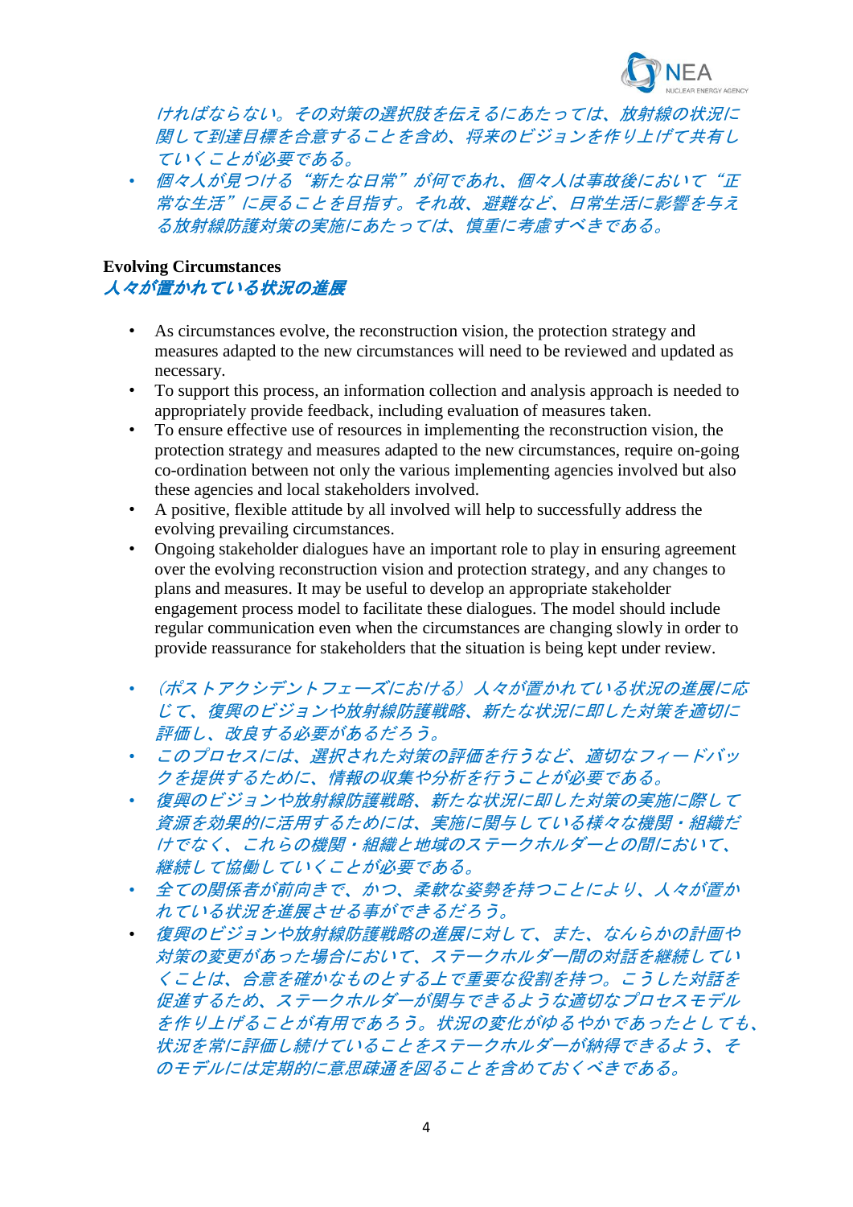*ければならない。その対策の選択肢を伝えるにあたっては、放射線の状況に関して到達目標を合意することを含め、将来のビジョンを作り上げて共有していくことが必要である。*

- *個々人が見つける"新たな日常"が何であれ、個々人は事故後において"正常な生活"に戻ることを目指す。それ故、避難など、日常生活に影響を与える放射線防護対策の実施にあたっては、慎重に考慮すべきである。*

**Evolving Circumstances**
***人々が置かれている状況の進展***

- As circumstances evolve, the reconstruction vision, the protection strategy and measures adapted to the new circumstances will need to be reviewed and updated as necessary.
- To support this process, an information collection and analysis approach is needed to appropriately provide feedback, including evaluation of measures taken.
- To ensure effective use of resources in implementing the reconstruction vision, the protection strategy and measures adapted to the new circumstances, require on-going co-ordination between not only the various implementing agencies involved but also these agencies and local stakeholders involved.
- A positive, flexible attitude by all involved will help to successfully address the evolving prevailing circumstances.
- Ongoing stakeholder dialogues have an important role to play in ensuring agreement over the evolving reconstruction vision and protection strategy, and any changes to plans and measures. It may be useful to develop an appropriate stakeholder engagement process model to facilitate these dialogues. The model should include regular communication even when the circumstances are changing slowly in order to provide reassurance for stakeholders that the situation is being kept under review.

- *(ポストアクシデントフェーズにおける)人々が置かれている状況の進展に応じて、復興のビジョンや放射線防護戦略、新たな状況に即した対策を適切に評価し、改良する必要があるだろう。*
- *このプロセスには、選択された対策の評価を行うなど、適切なフィードバックを提供するために、情報の収集や分析を行うことが必要である。*
- *復興のビジョンや放射線防護戦略、新たな状況に即した対策の実施に際して資源を効果的に活用するためには、実施に関与している様々な機関・組織だけでなく、これらの機関・組織と地域のステークホルダーとの間において、継続して協働していくことが必要である。*
- *全ての関係者が前向きで、かつ、柔軟な姿勢を持つことにより、人々が置かれている状況を進展させる事ができるだろう。*
- *復興のビジョンや放射線防護戦略の進展に対して、また、なんらかの計画や対策の変更があった場合において、ステークホルダー間の対話を継続していくことは、合意を確かなものとする上で重要な役割を持つ。こうした対話を促進するため、ステークホルダーが関与できるような適切なプロセスモデルを作り上げることが有用であろう。状況の変化がゆるやかであったとしても、状況を常に評価し続けていることをステークホルダーが納得できるよう、そのモデルには定期的に意思疎通を図ることを含めておくべきである。*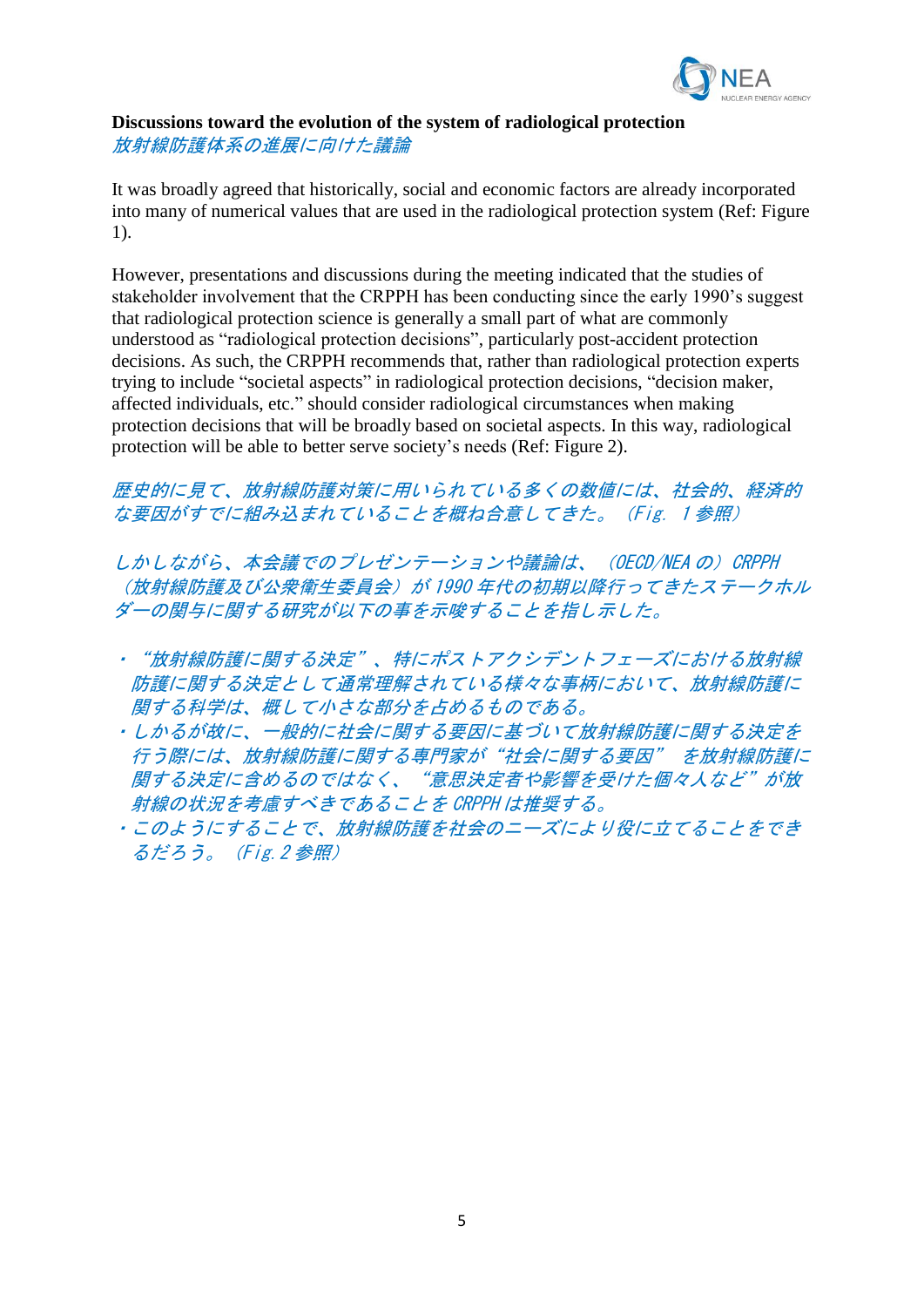**Discussions toward the evolution of the system of radiological protection**
*放射線防護体系の進展に向けた議論*

It was broadly agreed that historically, social and economic factors are already incorporated into many of numerical values that are used in the radiological protection system (Ref: Figure 1).

However, presentations and discussions during the meeting indicated that the studies of stakeholder involvement that the CRPPH has been conducting since the early 1990's suggest that radiological protection science is generally a small part of what are commonly understood as "radiological protection decisions", particularly post-accident protection decisions. As such, the CRPPH recommends that, rather than radiological protection experts trying to include "societal aspects" in radiological protection decisions, "decision maker, affected individuals, etc." should consider radiological circumstances when making protection decisions that will be broadly based on societal aspects. In this way, radiological protection will be able to better serve society's needs (Ref: Figure 2).

*歴史的に見て、放射線防護対策に用いられている多くの数値には、社会的、経済的な要因がすでに組み込まれていることを概ね合意してきた。（Fig. 1 参照）*

*しかしながら、本会議でのプレゼンテーションや議論は、（OECD/NEA の）CRPPH（放射線防護及び公衆衛生委員会）が 1990 年代の初期以降行ってきたステークホルダーの関与に関する研究が以下の事を示唆することを指し示した。*

- *"放射線防護に関する決定"、特にポストアクシデントフェーズにおける放射線防護に関する決定として通常理解されている様々な事柄において、放射線防護に関する科学は、概して小さな部分を占めるものである。*
- *しかるが故に、一般的に社会に関する要因に基づいて放射線防護に関する決定を行う際には、放射線防護に関する専門家が"社会に関する要因" を放射線防護に関する決定に含めるのではなく、"意思決定者や影響を受けた個々人など"が放射線の状況を考慮すべきであることを CRPPH は推奨する。*
- *このようにすることで、放射線防護を社会のニーズにより役に立てることができるだろう。（Fig. 2 参照）*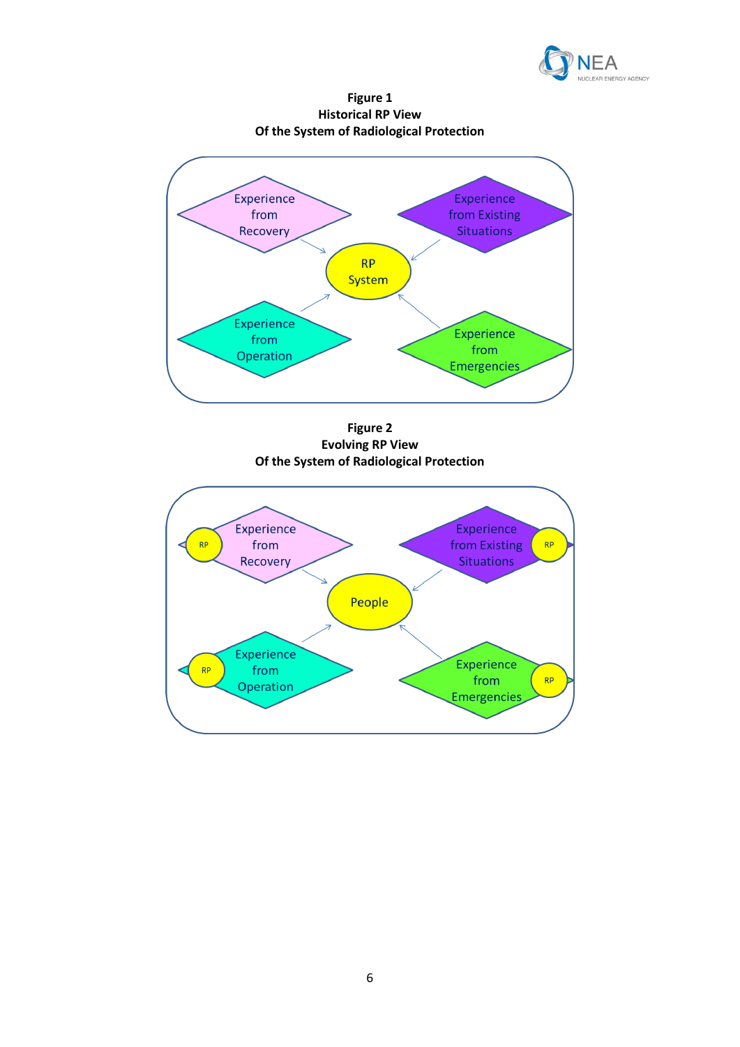**Figure 1**
**Historical RP View**
**Of the System of Radiological Protection**

Experience from Recovery

Experience from Existing Situations

RP System

Experience from Operation

Experience from Emergencies

**Figure 2**
**Evolving RP View**
**Of the System of Radiological Protection**

RP

Experience from Recovery

Experience from Existing Situations

RP

People

RP

Experience from Operation

Experience from Emergencies

RP